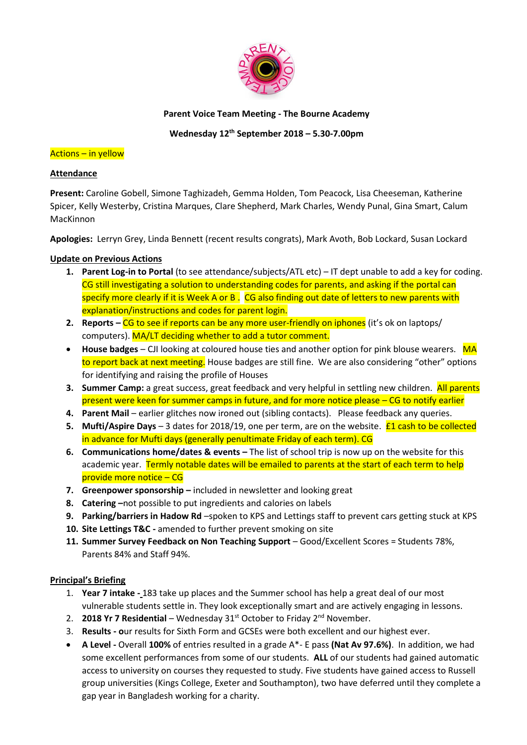**Parent Voice Team Meeting - The Bourne Academy**

**Wednesday 12th September 2018 – 5.30-7.00pm**

Actions – in yellow

**Attendance**

**Present:** Caroline Gobell, Simone Taghizadeh, Gemma Holden, Tom Peacock, Lisa Cheeseman, Katherine Spicer, Kelly Westerby, Cristina Marques, Clare Shepherd, Mark Charles, Wendy Punal, Gina Smart, Calum MacKinnon

**Apologies:** Lerryn Grey, Linda Bennett (recent results congrats), Mark Avoth, Bob Lockard, Susan Lockard

**Update on Previous Actions**

1. **Parent Log-in to Portal** (to see attendance/subjects/ATL etc) – IT dept unable to add a key for coding. CG still investigating a solution to understanding codes for parents, and asking if the portal can specify more clearly if it is Week A or B. CG also finding out date of letters to new parents with explanation/instructions and codes for parent login.
2. **Reports –** CG to see if reports can be any more user-friendly on iphones (it's ok on laptops/ computers). MA/LT deciding whether to add a tutor comment.

- **House badges** – CJI looking at coloured house ties and another option for pink blouse wearers. MA to report back at next meeting. House badges are still fine. We are also considering "other" options for identifying and raising the profile of Houses

3. **Summer Camp:** a great success, great feedback and very helpful in settling new children. All parents present were keen for summer camps in future, and for more notice please – CG to notify earlier
4. **Parent Mail** – earlier glitches now ironed out (sibling contacts). Please feedback any queries.
5. **Mufti/Aspire Days** – 3 dates for 2018/19, one per term, are on the website. £1 cash to be collected in advance for Mufti days (generally penultimate Friday of each term). CG
6. **Communications home/dates & events –** The list of school trip is now up on the website for this academic year. Termly notable dates will be emailed to parents at the start of each term to help provide more notice – CG
7. **Greenpower sponsorship –** included in newsletter and looking great
8. **Catering –**not possible to put ingredients and calories on labels
9. **Parking/barriers in Hadow Rd** –spoken to KPS and Lettings staff to prevent cars getting stuck at KPS
10. **Site Lettings T&C -** amended to further prevent smoking on site
11. **Summer Survey Feedback on Non Teaching Support** – Good/Excellent Scores = Students 78%, Parents 84% and Staff 94%.

**Principal's Briefing**

1. **Year 7 intake -** 183 take up places and the Summer school has help a great deal of our most vulnerable students settle in. They look exceptionally smart and are actively engaging in lessons.
2. **2018 Yr 7 Residential** – Wednesday 31st October to Friday 2nd November.
3. **Results - o**ur results for Sixth Form and GCSEs were both excellent and our highest ever.

- **A Level -** Overall **100%** of entries resulted in a grade A\*- E pass **(Nat Av 97.6%)**. In addition, we had some excellent performances from some of our students. **ALL** of our students had gained automatic access to university on courses they requested to study. Five students have gained access to Russell group universities (Kings College, Exeter and Southampton), two have deferred until they complete a gap year in Bangladesh working for a charity.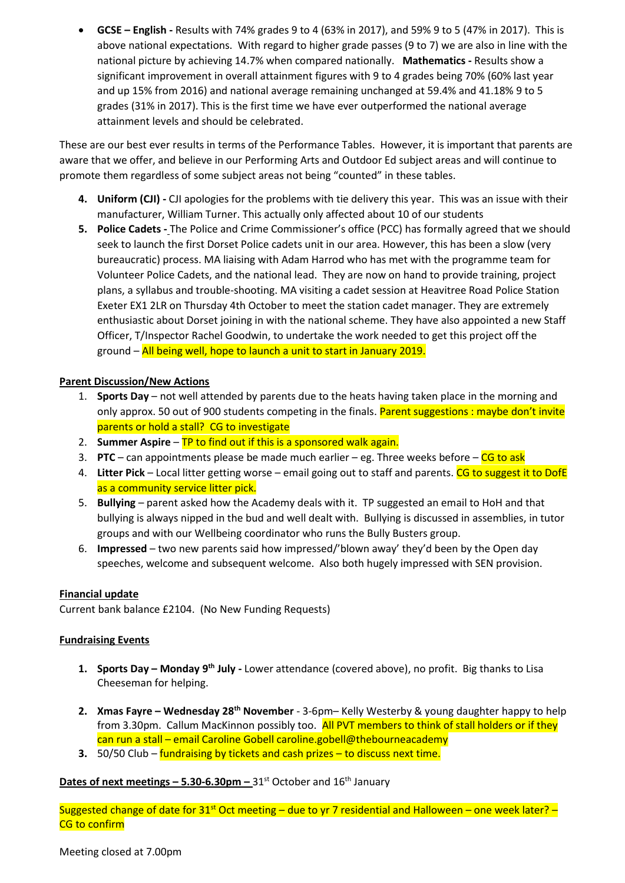- **GCSE – English -** Results with 74% grades 9 to 4 (63% in 2017), and 59% 9 to 5 (47% in 2017). This is above national expectations. With regard to higher grade passes (9 to 7) we are also in line with the national picture by achieving 14.7% when compared nationally. **Mathematics -** Results show a significant improvement in overall attainment figures with 9 to 4 grades being 70% (60% last year and up 15% from 2016) and national average remaining unchanged at 59.4% and 41.18% 9 to 5 grades (31% in 2017). This is the first time we have ever outperformed the national average attainment levels and should be celebrated.

These are our best ever results in terms of the Performance Tables. However, it is important that parents are aware that we offer, and believe in our Performing Arts and Outdoor Ed subject areas and will continue to promote them regardless of some subject areas not being "counted" in these tables.

4. **Uniform (CJI) -** CJI apologies for the problems with tie delivery this year. This was an issue with their manufacturer, William Turner. This actually only affected about 10 of our students
5. **Police Cadets -** The Police and Crime Commissioner's office (PCC) has formally agreed that we should seek to launch the first Dorset Police cadets unit in our area. However, this has been a slow (very bureaucratic) process. MA liaising with Adam Harrod who has met with the programme team for Volunteer Police Cadets, and the national lead. They are now on hand to provide training, project plans, a syllabus and trouble-shooting. MA visiting a cadet session at Heavitree Road Police Station Exeter EX1 2LR on Thursday 4th October to meet the station cadet manager. They are extremely enthusiastic about Dorset joining in with the national scheme. They have also appointed a new Staff Officer, T/Inspector Rachel Goodwin, to undertake the work needed to get this project off the ground – All being well, hope to launch a unit to start in January 2019.

**Parent Discussion/New Actions**

1. **Sports Day** – not well attended by parents due to the heats having taken place in the morning and only approx. 50 out of 900 students competing in the finals. Parent suggestions : maybe don't invite parents or hold a stall? CG to investigate
2. **Summer Aspire** – TP to find out if this is a sponsored walk again.
3. **PTC** – can appointments please be made much earlier – eg. Three weeks before – CG to ask
4. **Litter Pick** – Local litter getting worse – email going out to staff and parents. CG to suggest it to DofE as a community service litter pick.
5. **Bullying** – parent asked how the Academy deals with it. TP suggested an email to HoH and that bullying is always nipped in the bud and well dealt with. Bullying is discussed in assemblies, in tutor groups and with our Wellbeing coordinator who runs the Bully Busters group.
6. **Impressed** – two new parents said how impressed/'blown away' they'd been by the Open day speeches, welcome and subsequent welcome. Also both hugely impressed with SEN provision.

**Financial update**

Current bank balance £2104. (No New Funding Requests)

**Fundraising Events**

1. **Sports Day – Monday 9th July -** Lower attendance (covered above), no profit. Big thanks to Lisa Cheeseman for helping.

2. **Xmas Fayre – Wednesday 28th November** - 3-6pm– Kelly Westerby & young daughter happy to help from 3.30pm. Callum MacKinnon possibly too. All PVT members to think of stall holders or if they can run a stall – email Caroline Gobell caroline.gobell@thebourneacademy
3. 50/50 Club – fundraising by tickets and cash prizes – to discuss next time.

**Dates of next meetings – 5.30-6.30pm –** 31st October and 16th January

Suggested change of date for 31st Oct meeting – due to yr 7 residential and Halloween – one week later? – CG to confirm

Meeting closed at 7.00pm